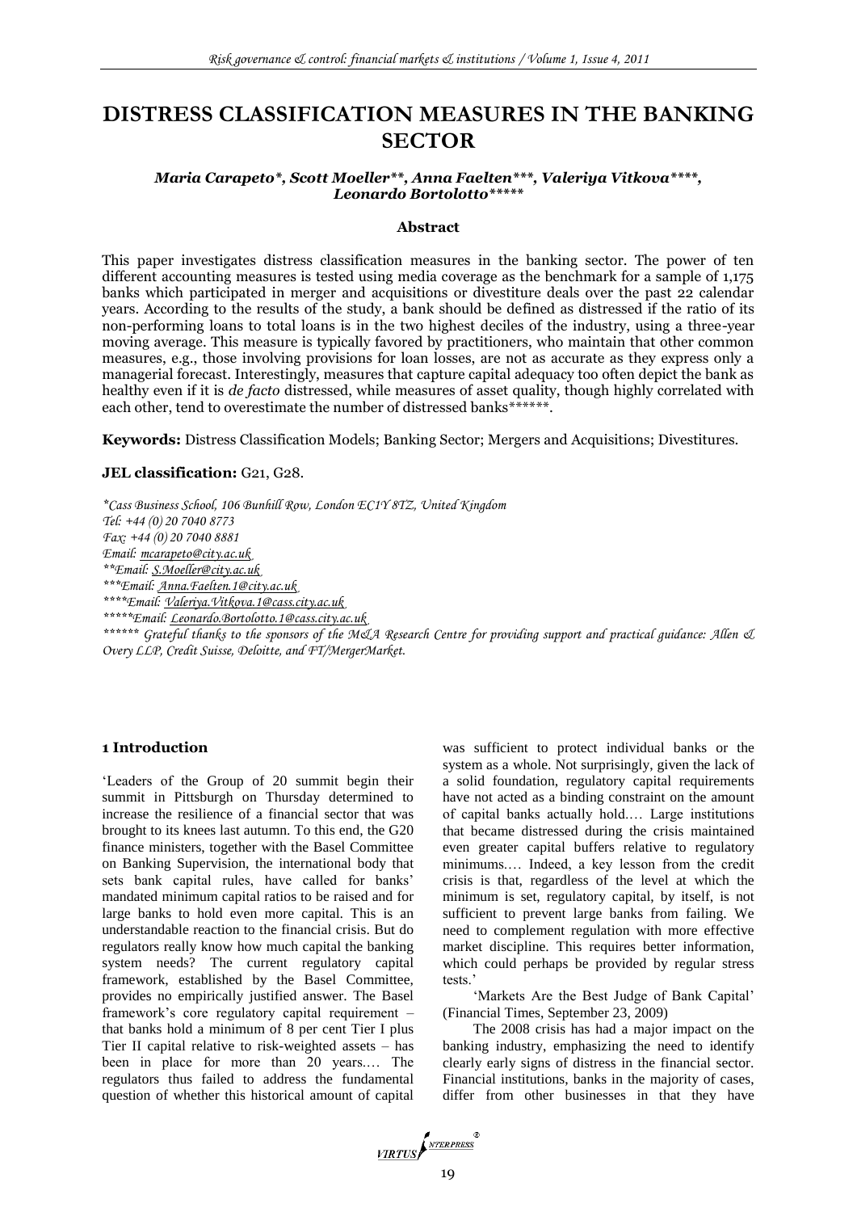# DISTRESS CLASSIFICATION MEASURES IN THE BANKING SECTOR

***Maria Carapeto\*, Scott Moeller\*\*, Anna Faelten\*\*\*, Valeriya Vitkova\*\*\*\*, Leonardo Bortolotto\*\*\*\*\****

### Abstract

This paper investigates distress classification measures in the banking sector. The power of ten different accounting measures is tested using media coverage as the benchmark for a sample of 1,175 banks which participated in merger and acquisitions or divestiture deals over the past 22 calendar years. According to the results of the study, a bank should be defined as distressed if the ratio of its non-performing loans to total loans is in the two highest deciles of the industry, using a three-year moving average. This measure is typically favored by practitioners, who maintain that other common measures, e.g., those involving provisions for loan losses, are not as accurate as they express only a managerial forecast. Interestingly, measures that capture capital adequacy too often depict the bank as healthy even if it is *de facto* distressed, while measures of asset quality, though highly correlated with each other, tend to overestimate the number of distressed banks\*\*\*\*\*\*.

**Keywords:** Distress Classification Models; Banking Sector; Mergers and Acquisitions; Divestitures.

**JEL classification:** G21, G28.

*\*Cass Business School, 106 Bunhill Row, London EC1Y 8TZ, United Kingdom*
*Tel: +44 (0) 20 7040 8773*
*Fax: +44 (0) 20 7040 8881*
*Email: mcarapeto@city.ac.uk*
*\*\*Email: S.Moeller@city.ac.uk*
*\*\*\*Email: Anna.Faelten.1@city.ac.uk*
*\*\*\*\*Email: Valeriya.Vitkova.1@cass.city.ac.uk*
*\*\*\*\*\*Email: Leonardo.Bortolotto.1@cass.city.ac.uk*
*\*\*\*\*\*\* Grateful thanks to the sponsors of the M&A Research Centre for providing support and practical guidance: Allen & Overy LLP, Credit Suisse, Deloitte, and FT/MergerMarket.*

## 1 Introduction

'Leaders of the Group of 20 summit begin their summit in Pittsburgh on Thursday determined to increase the resilience of a financial sector that was brought to its knees last autumn. To this end, the G20 finance ministers, together with the Basel Committee on Banking Supervision, the international body that sets bank capital rules, have called for banks' mandated minimum capital ratios to be raised and for large banks to hold even more capital. This is an understandable reaction to the financial crisis. But do regulators really know how much capital the banking system needs? The current regulatory capital framework, established by the Basel Committee, provides no empirically justified answer. The Basel framework's core regulatory capital requirement – that banks hold a minimum of 8 per cent Tier I plus Tier II capital relative to risk-weighted assets – has been in place for more than 20 years.… The regulators thus failed to address the fundamental question of whether this historical amount of capital was sufficient to protect individual banks or the system as a whole. Not surprisingly, given the lack of a solid foundation, regulatory capital requirements have not acted as a binding constraint on the amount of capital banks actually hold.… Large institutions that became distressed during the crisis maintained even greater capital buffers relative to regulatory minimums.… Indeed, a key lesson from the credit crisis is that, regardless of the level at which the minimum is set, regulatory capital, by itself, is not sufficient to prevent large banks from failing. We need to complement regulation with more effective market discipline. This requires better information, which could perhaps be provided by regular stress tests.'

'Markets Are the Best Judge of Bank Capital' (Financial Times, September 23, 2009)

The 2008 crisis has had a major impact on the banking industry, emphasizing the need to identify clearly early signs of distress in the financial sector. Financial institutions, banks in the majority of cases, differ from other businesses in that they have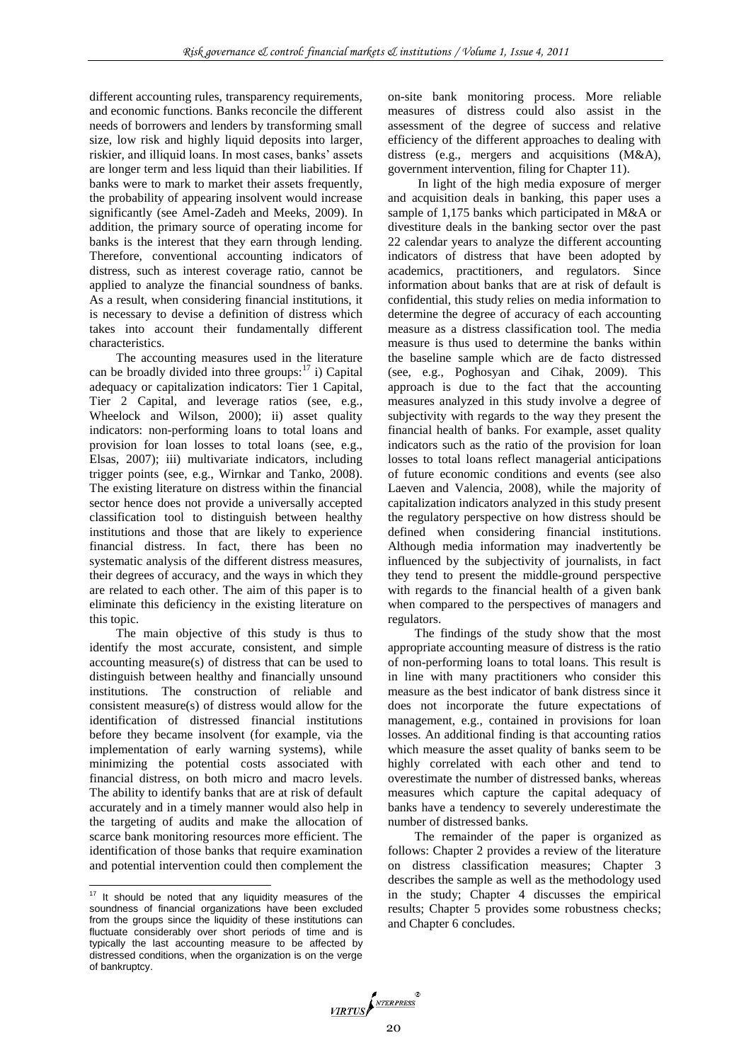different accounting rules, transparency requirements, and economic functions. Banks reconcile the different needs of borrowers and lenders by transforming small size, low risk and highly liquid deposits into larger, riskier, and illiquid loans. In most cases, banks' assets are longer term and less liquid than their liabilities. If banks were to mark to market their assets frequently, the probability of appearing insolvent would increase significantly (see Amel-Zadeh and Meeks, 2009). In addition, the primary source of operating income for banks is the interest that they earn through lending. Therefore, conventional accounting indicators of distress, such as interest coverage ratio, cannot be applied to analyze the financial soundness of banks. As a result, when considering financial institutions, it is necessary to devise a definition of distress which takes into account their fundamentally different characteristics.

The accounting measures used in the literature can be broadly divided into three groups:[17] i) Capital adequacy or capitalization indicators: Tier 1 Capital, Tier 2 Capital, and leverage ratios (see, e.g., Wheelock and Wilson, 2000); ii) asset quality indicators: non-performing loans to total loans and provision for loan losses to total loans (see, e.g., Elsas, 2007); iii) multivariate indicators, including trigger points (see, e.g., Wirnkar and Tanko, 2008). The existing literature on distress within the financial sector hence does not provide a universally accepted classification tool to distinguish between healthy institutions and those that are likely to experience financial distress. In fact, there has been no systematic analysis of the different distress measures, their degrees of accuracy, and the ways in which they are related to each other. The aim of this paper is to eliminate this deficiency in the existing literature on this topic.

The main objective of this study is thus to identify the most accurate, consistent, and simple accounting measure(s) of distress that can be used to distinguish between healthy and financially unsound institutions. The construction of reliable and consistent measure(s) of distress would allow for the identification of distressed financial institutions before they became insolvent (for example, via the implementation of early warning systems), while minimizing the potential costs associated with financial distress, on both micro and macro levels. The ability to identify banks that are at risk of default accurately and in a timely manner would also help in the targeting of audits and make the allocation of scarce bank monitoring resources more efficient. The identification of those banks that require examination and potential intervention could then complement the on-site bank monitoring process. More reliable measures of distress could also assist in the assessment of the degree of success and relative efficiency of the different approaches to dealing with distress (e.g., mergers and acquisitions (M&A), government intervention, filing for Chapter 11).

In light of the high media exposure of merger and acquisition deals in banking, this paper uses a sample of 1,175 banks which participated in M&A or divestiture deals in the banking sector over the past 22 calendar years to analyze the different accounting indicators of distress that have been adopted by academics, practitioners, and regulators. Since information about banks that are at risk of default is confidential, this study relies on media information to determine the degree of accuracy of each accounting measure as a distress classification tool. The media measure is thus used to determine the banks within the baseline sample which are de facto distressed (see, e.g., Poghosyan and Cihak, 2009). This approach is due to the fact that the accounting measures analyzed in this study involve a degree of subjectivity with regards to the way they present the financial health of banks. For example, asset quality indicators such as the ratio of the provision for loan losses to total loans reflect managerial anticipations of future economic conditions and events (see also Laeven and Valencia, 2008), while the majority of capitalization indicators analyzed in this study present the regulatory perspective on how distress should be defined when considering financial institutions. Although media information may inadvertently be influenced by the subjectivity of journalists, in fact they tend to present the middle-ground perspective with regards to the financial health of a given bank when compared to the perspectives of managers and regulators.

The findings of the study show that the most appropriate accounting measure of distress is the ratio of non-performing loans to total loans. This result is in line with many practitioners who consider this measure as the best indicator of bank distress since it does not incorporate the future expectations of management, e.g., contained in provisions for loan losses. An additional finding is that accounting ratios which measure the asset quality of banks seem to be highly correlated with each other and tend to overestimate the number of distressed banks, whereas measures which capture the capital adequacy of banks have a tendency to severely underestimate the number of distressed banks.

The remainder of the paper is organized as follows: Chapter 2 provides a review of the literature on distress classification measures; Chapter 3 describes the sample as well as the methodology used in the study; Chapter 4 discusses the empirical results; Chapter 5 provides some robustness checks; and Chapter 6 concludes.

---

[17] It should be noted that any liquidity measures of the soundness of financial organizations have been excluded from the groups since the liquidity of these institutions can fluctuate considerably over short periods of time and is typically the last accounting measure to be affected by distressed conditions, when the organization is on the verge of bankruptcy.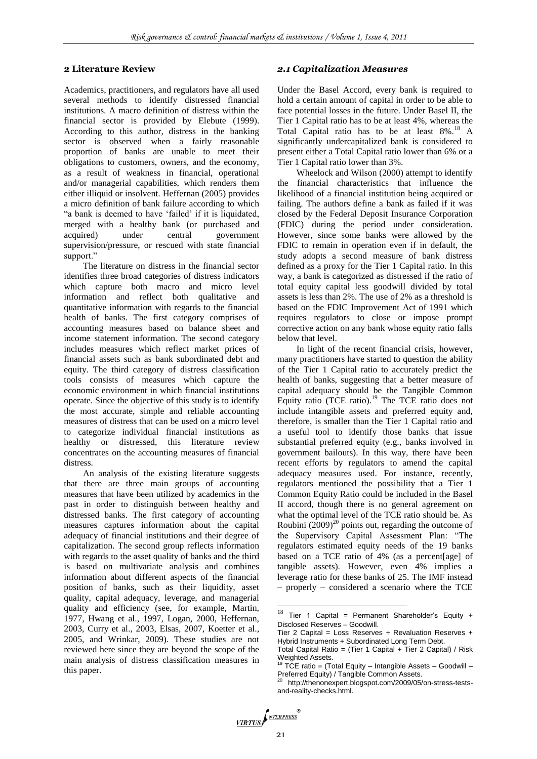## 2 Literature Review

Academics, practitioners, and regulators have all used several methods to identify distressed financial institutions. A macro definition of distress within the financial sector is provided by Elebute (1999). According to this author, distress in the banking sector is observed when a fairly reasonable proportion of banks are unable to meet their obligations to customers, owners, and the economy, as a result of weakness in financial, operational and/or managerial capabilities, which renders them either illiquid or insolvent. Heffernan (2005) provides a micro definition of bank failure according to which "a bank is deemed to have 'failed' if it is liquidated, merged with a healthy bank (or purchased and acquired) under central government supervision/pressure, or rescued with state financial support."

The literature on distress in the financial sector identifies three broad categories of distress indicators which capture both macro and micro level information and reflect both qualitative and quantitative information with regards to the financial health of banks. The first category comprises of accounting measures based on balance sheet and income statement information. The second category includes measures which reflect market prices of financial assets such as bank subordinated debt and equity. The third category of distress classification tools consists of measures which capture the economic environment in which financial institutions operate. Since the objective of this study is to identify the most accurate, simple and reliable accounting measures of distress that can be used on a micro level to categorize individual financial institutions as healthy or distressed, this literature review concentrates on the accounting measures of financial distress.

An analysis of the existing literature suggests that there are three main groups of accounting measures that have been utilized by academics in the past in order to distinguish between healthy and distressed banks. The first category of accounting measures captures information about the capital adequacy of financial institutions and their degree of capitalization. The second group reflects information with regards to the asset quality of banks and the third is based on multivariate analysis and combines information about different aspects of the financial position of banks, such as their liquidity, asset quality, capital adequacy, leverage, and managerial quality and efficiency (see, for example, Martin, 1977, Hwang et al., 1997, Logan, 2000, Heffernan, 2003, Curry et al., 2003, Elsas, 2007, Koetter et al., 2005, and Wrinkar, 2009). These studies are not reviewed here since they are beyond the scope of the main analysis of distress classification measures in this paper.

### *2.1 Capitalization Measures*

Under the Basel Accord, every bank is required to hold a certain amount of capital in order to be able to face potential losses in the future. Under Basel II, the Tier 1 Capital ratio has to be at least 4%, whereas the Total Capital ratio has to be at least 8%.[18] A significantly undercapitalized bank is considered to present either a Total Capital ratio lower than 6% or a Tier 1 Capital ratio lower than 3%.

Wheelock and Wilson (2000) attempt to identify the financial characteristics that influence the likelihood of a financial institution being acquired or failing. The authors define a bank as failed if it was closed by the Federal Deposit Insurance Corporation (FDIC) during the period under consideration. However, since some banks were allowed by the FDIC to remain in operation even if in default, the study adopts a second measure of bank distress defined as a proxy for the Tier 1 Capital ratio. In this way, a bank is categorized as distressed if the ratio of total equity capital less goodwill divided by total assets is less than 2%. The use of 2% as a threshold is based on the FDIC Improvement Act of 1991 which requires regulators to close or impose prompt corrective action on any bank whose equity ratio falls below that level.

In light of the recent financial crisis, however, many practitioners have started to question the ability of the Tier 1 Capital ratio to accurately predict the health of banks, suggesting that a better measure of capital adequacy should be the Tangible Common Equity ratio (TCE ratio).[19] The TCE ratio does not include intangible assets and preferred equity and, therefore, is smaller than the Tier 1 Capital ratio and a useful tool to identify those banks that issue substantial preferred equity (e.g., banks involved in government bailouts). In this way, there have been recent efforts by regulators to amend the capital adequacy measures used. For instance, recently, regulators mentioned the possibility that a Tier 1 Common Equity Ratio could be included in the Basel II accord, though there is no general agreement on what the optimal level of the TCE ratio should be. As Roubini (2009)[20] points out, regarding the outcome of the Supervisory Capital Assessment Plan: "The regulators estimated equity needs of the 19 banks based on a TCE ratio of 4% (as a percent[age] of tangible assets). However, even 4% implies a leverage ratio for these banks of 25. The IMF instead – properly – considered a scenario where the TCE

---

[18] Tier 1 Capital = Permanent Shareholder's Equity + Disclosed Reserves – Goodwill.
Tier 2 Capital = Loss Reserves + Revaluation Reserves + Hybrid Instruments + Subordinated Long Term Debt.
Total Capital Ratio = (Tier 1 Capital + Tier 2 Capital) / Risk Weighted Assets.

[19] TCE ratio = (Total Equity – Intangible Assets – Goodwill – Preferred Equity) / Tangible Common Assets.

[20] http://thenonexpert.blogspot.com/2009/05/on-stress-tests-and-reality-checks.html.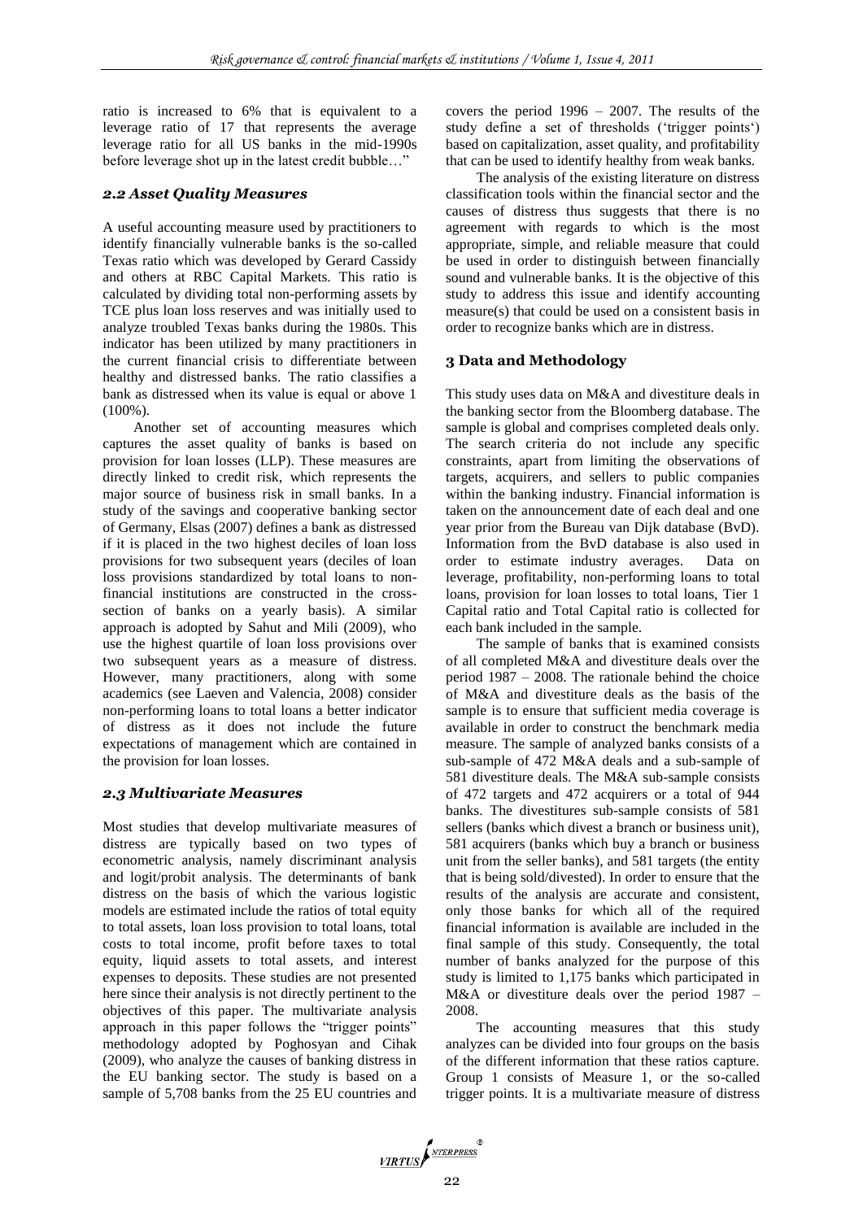ratio is increased to 6% that is equivalent to a leverage ratio of 17 that represents the average leverage ratio for all US banks in the mid-1990s before leverage shot up in the latest credit bubble…"

### *2.2 Asset Quality Measures*

A useful accounting measure used by practitioners to identify financially vulnerable banks is the so-called Texas ratio which was developed by Gerard Cassidy and others at RBC Capital Markets. This ratio is calculated by dividing total non-performing assets by TCE plus loan loss reserves and was initially used to analyze troubled Texas banks during the 1980s. This indicator has been utilized by many practitioners in the current financial crisis to differentiate between healthy and distressed banks. The ratio classifies a bank as distressed when its value is equal or above 1 (100%).

Another set of accounting measures which captures the asset quality of banks is based on provision for loan losses (LLP). These measures are directly linked to credit risk, which represents the major source of business risk in small banks. In a study of the savings and cooperative banking sector of Germany, Elsas (2007) defines a bank as distressed if it is placed in the two highest deciles of loan loss provisions for two subsequent years (deciles of loan loss provisions standardized by total loans to non-financial institutions are constructed in the cross-section of banks on a yearly basis). A similar approach is adopted by Sahut and Mili (2009), who use the highest quartile of loan loss provisions over two subsequent years as a measure of distress. However, many practitioners, along with some academics (see Laeven and Valencia, 2008) consider non-performing loans to total loans a better indicator of distress as it does not include the future expectations of management which are contained in the provision for loan losses.

### *2.3 Multivariate Measures*

Most studies that develop multivariate measures of distress are typically based on two types of econometric analysis, namely discriminant analysis and logit/probit analysis. The determinants of bank distress on the basis of which the various logistic models are estimated include the ratios of total equity to total assets, loan loss provision to total loans, total costs to total income, profit before taxes to total equity, liquid assets to total assets, and interest expenses to deposits. These studies are not presented here since their analysis is not directly pertinent to the objectives of this paper. The multivariate analysis approach in this paper follows the "trigger points" methodology adopted by Poghosyan and Cihak (2009), who analyze the causes of banking distress in the EU banking sector. The study is based on a sample of 5,708 banks from the 25 EU countries and covers the period 1996 – 2007. The results of the study define a set of thresholds ('trigger points') based on capitalization, asset quality, and profitability that can be used to identify healthy from weak banks.

The analysis of the existing literature on distress classification tools within the financial sector and the causes of distress thus suggests that there is no agreement with regards to which is the most appropriate, simple, and reliable measure that could be used in order to distinguish between financially sound and vulnerable banks. It is the objective of this study to address this issue and identify accounting measure(s) that could be used on a consistent basis in order to recognize banks which are in distress.

## 3 Data and Methodology

This study uses data on M&A and divestiture deals in the banking sector from the Bloomberg database. The sample is global and comprises completed deals only. The search criteria do not include any specific constraints, apart from limiting the observations of targets, acquirers, and sellers to public companies within the banking industry. Financial information is taken on the announcement date of each deal and one year prior from the Bureau van Dijk database (BvD). Information from the BvD database is also used in order to estimate industry averages. Data on leverage, profitability, non-performing loans to total loans, provision for loan losses to total loans, Tier 1 Capital ratio and Total Capital ratio is collected for each bank included in the sample.

The sample of banks that is examined consists of all completed M&A and divestiture deals over the period 1987 – 2008. The rationale behind the choice of M&A and divestiture deals as the basis of the sample is to ensure that sufficient media coverage is available in order to construct the benchmark media measure. The sample of analyzed banks consists of a sub-sample of 472 M&A deals and a sub-sample of 581 divestiture deals. The M&A sub-sample consists of 472 targets and 472 acquirers or a total of 944 banks. The divestitures sub-sample consists of 581 sellers (banks which divest a branch or business unit), 581 acquirers (banks which buy a branch or business unit from the seller banks), and 581 targets (the entity that is being sold/divested). In order to ensure that the results of the analysis are accurate and consistent, only those banks for which all of the required financial information is available are included in the final sample of this study. Consequently, the total number of banks analyzed for the purpose of this study is limited to 1,175 banks which participated in M&A or divestiture deals over the period 1987 – 2008.

The accounting measures that this study analyzes can be divided into four groups on the basis of the different information that these ratios capture. Group 1 consists of Measure 1, or the so-called trigger points. It is a multivariate measure of distress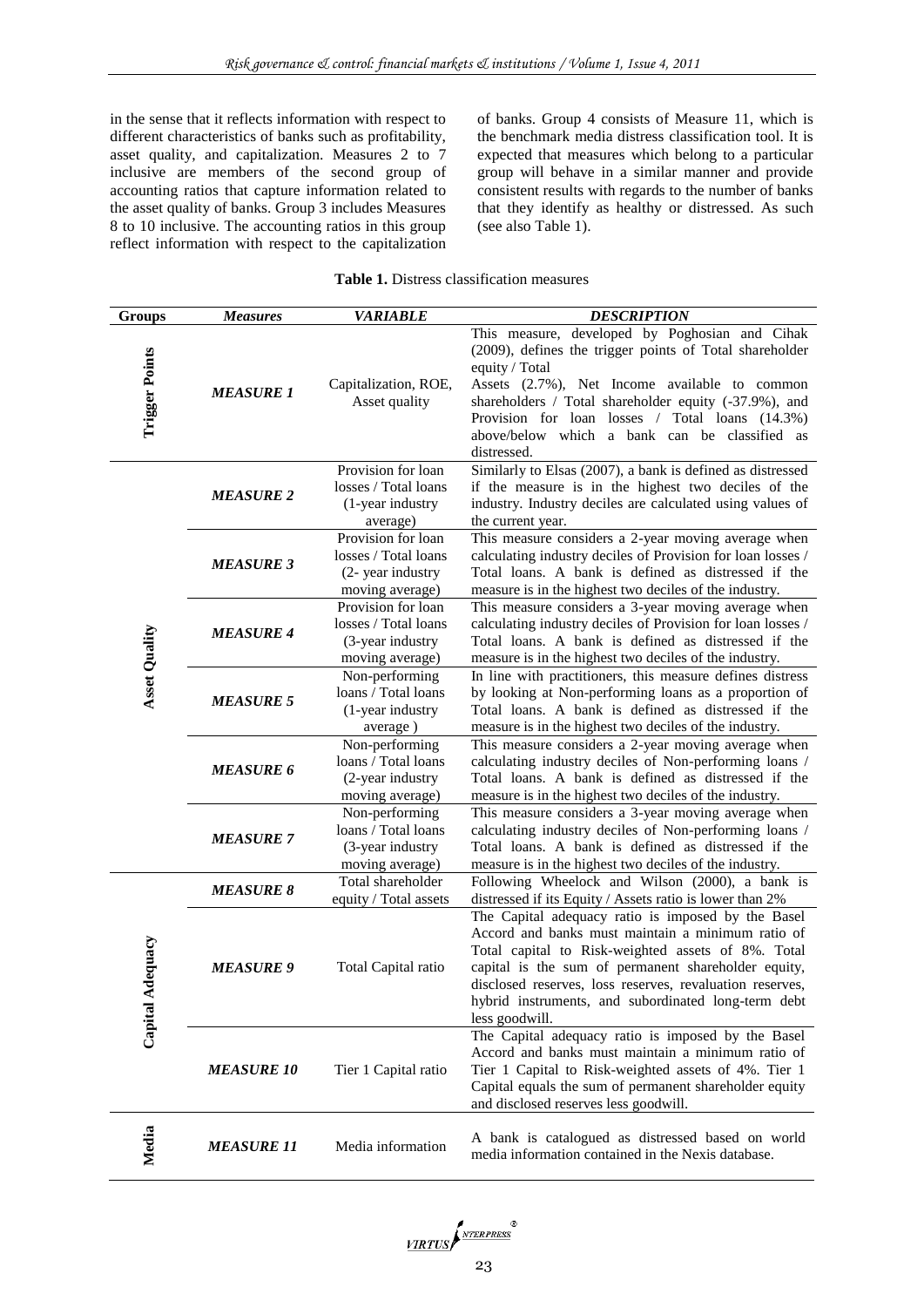in the sense that it reflects information with respect to different characteristics of banks such as profitability, asset quality, and capitalization. Measures 2 to 7 inclusive are members of the second group of accounting ratios that capture information related to the asset quality of banks. Group 3 includes Measures 8 to 10 inclusive. The accounting ratios in this group reflect information with respect to the capitalization of banks. Group 4 consists of Measure 11, which is the benchmark media distress classification tool. It is expected that measures which belong to a particular group will behave in a similar manner and provide consistent results with regards to the number of banks that they identify as healthy or distressed. As such (see also Table 1).

**Table 1.** Distress classification measures

| Groups | *Measures* | *VARIABLE* | *DESCRIPTION* |
|---|---|---|---|
| Trigger Points | ***MEASURE 1*** | Capitalization, ROE, Asset quality | This measure, developed by Poghosian and Cihak (2009), defines the trigger points of Total shareholder equity / Total Assets (2.7%), Net Income available to common shareholders / Total shareholder equity (-37.9%), and Provision for loan losses / Total loans (14.3%) above/below which a bank can be classified as distressed. |
| Asset Quality | ***MEASURE 2*** | Provision for loan losses / Total loans (1-year industry average) | Similarly to Elsas (2007), a bank is defined as distressed if the measure is in the highest two deciles of the industry. Industry deciles are calculated using values of the current year. |
| | ***MEASURE 3*** | Provision for loan losses / Total loans (2- year industry moving average) | This measure considers a 2-year moving average when calculating industry deciles of Provision for loan losses / Total loans. A bank is defined as distressed if the measure is in the highest two deciles of the industry. |
| | ***MEASURE 4*** | Provision for loan losses / Total loans (3-year industry moving average) | This measure considers a 3-year moving average when calculating industry deciles of Provision for loan losses / Total loans. A bank is defined as distressed if the measure is in the highest two deciles of the industry. |
| | ***MEASURE 5*** | Non-performing loans / Total loans (1-year industry average ) | In line with practitioners, this measure defines distress by looking at Non-performing loans as a proportion of Total loans. A bank is defined as distressed if the measure is in the highest two deciles of the industry. |
| | ***MEASURE 6*** | Non-performing loans / Total loans (2-year industry moving average) | This measure considers a 2-year moving average when calculating industry deciles of Non-performing loans / Total loans. A bank is defined as distressed if the measure is in the highest two deciles of the industry. |
| | ***MEASURE 7*** | Non-performing loans / Total loans (3-year industry moving average) | This measure considers a 3-year moving average when calculating industry deciles of Non-performing loans / Total loans. A bank is defined as distressed if the measure is in the highest two deciles of the industry. |
| Capital Adequacy | ***MEASURE 8*** | Total shareholder equity / Total assets | Following Wheelock and Wilson (2000), a bank is distressed if its Equity / Assets ratio is lower than 2% |
| | ***MEASURE 9*** | Total Capital ratio | The Capital adequacy ratio is imposed by the Basel Accord and banks must maintain a minimum ratio of Total capital to Risk-weighted assets of 8%. Total capital is the sum of permanent shareholder equity, disclosed reserves, loss reserves, revaluation reserves, hybrid instruments, and subordinated long-term debt less goodwill. |
| | ***MEASURE 10*** | Tier 1 Capital ratio | The Capital adequacy ratio is imposed by the Basel Accord and banks must maintain a minimum ratio of Tier 1 Capital to Risk-weighted assets of 4%. Tier 1 Capital equals the sum of permanent shareholder equity and disclosed reserves less goodwill. |
| Media | ***MEASURE 11*** | Media information | A bank is catalogued as distressed based on world media information contained in the Nexis database. |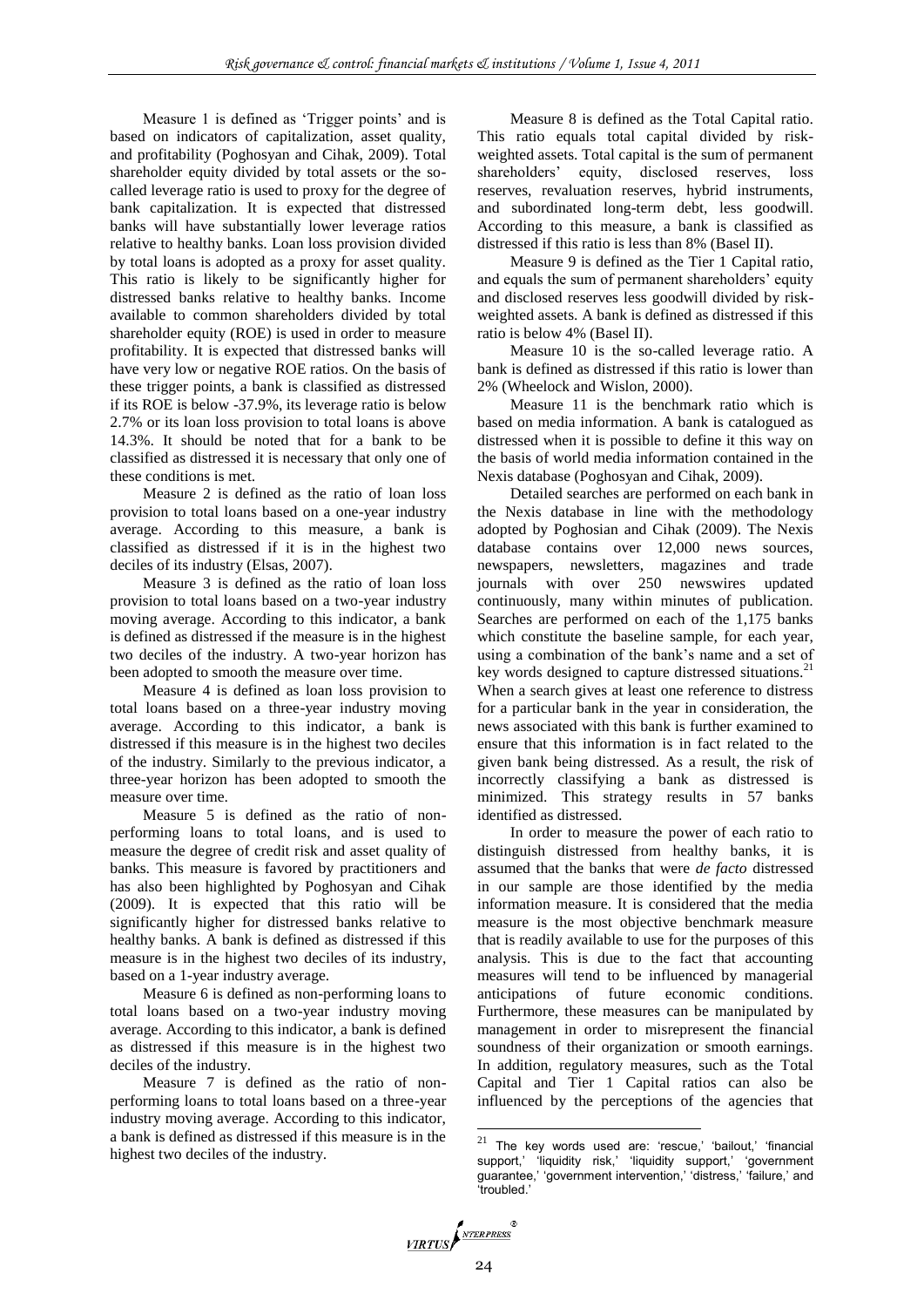Measure 1 is defined as 'Trigger points' and is based on indicators of capitalization, asset quality, and profitability (Poghosyan and Cihak, 2009). Total shareholder equity divided by total assets or the so-called leverage ratio is used to proxy for the degree of bank capitalization. It is expected that distressed banks will have substantially lower leverage ratios relative to healthy banks. Loan loss provision divided by total loans is adopted as a proxy for asset quality. This ratio is likely to be significantly higher for distressed banks relative to healthy banks. Income available to common shareholders divided by total shareholder equity (ROE) is used in order to measure profitability. It is expected that distressed banks will have very low or negative ROE ratios. On the basis of these trigger points, a bank is classified as distressed if its ROE is below -37.9%, its leverage ratio is below 2.7% or its loan loss provision to total loans is above 14.3%. It should be noted that for a bank to be classified as distressed it is necessary that only one of these conditions is met.

Measure 2 is defined as the ratio of loan loss provision to total loans based on a one-year industry average. According to this measure, a bank is classified as distressed if it is in the highest two deciles of its industry (Elsas, 2007).

Measure 3 is defined as the ratio of loan loss provision to total loans based on a two-year industry moving average. According to this indicator, a bank is defined as distressed if the measure is in the highest two deciles of the industry. A two-year horizon has been adopted to smooth the measure over time.

Measure 4 is defined as loan loss provision to total loans based on a three-year industry moving average. According to this indicator, a bank is distressed if this measure is in the highest two deciles of the industry. Similarly to the previous indicator, a three-year horizon has been adopted to smooth the measure over time.

Measure 5 is defined as the ratio of non-performing loans to total loans, and is used to measure the degree of credit risk and asset quality of banks. This measure is favored by practitioners and has also been highlighted by Poghosyan and Cihak (2009). It is expected that this ratio will be significantly higher for distressed banks relative to healthy banks. A bank is defined as distressed if this measure is in the highest two deciles of its industry, based on a 1-year industry average.

Measure 6 is defined as non-performing loans to total loans based on a two-year industry moving average. According to this indicator, a bank is defined as distressed if this measure is in the highest two deciles of the industry.

Measure 7 is defined as the ratio of non-performing loans to total loans based on a three-year industry moving average. According to this indicator, a bank is defined as distressed if this measure is in the highest two deciles of the industry.

Measure 8 is defined as the Total Capital ratio. This ratio equals total capital divided by risk-weighted assets. Total capital is the sum of permanent shareholders' equity, disclosed reserves, loss reserves, revaluation reserves, hybrid instruments, and subordinated long-term debt, less goodwill. According to this measure, a bank is classified as distressed if this ratio is less than 8% (Basel II).

Measure 9 is defined as the Tier 1 Capital ratio, and equals the sum of permanent shareholders' equity and disclosed reserves less goodwill divided by risk-weighted assets. A bank is defined as distressed if this ratio is below 4% (Basel II).

Measure 10 is the so-called leverage ratio. A bank is defined as distressed if this ratio is lower than 2% (Wheelock and Wislon, 2000).

Measure 11 is the benchmark ratio which is based on media information. A bank is catalogued as distressed when it is possible to define it this way on the basis of world media information contained in the Nexis database (Poghosyan and Cihak, 2009).

Detailed searches are performed on each bank in the Nexis database in line with the methodology adopted by Poghosian and Cihak (2009). The Nexis database contains over 12,000 news sources, newspapers, newsletters, magazines and trade journals with over 250 newswires updated continuously, many within minutes of publication. Searches are performed on each of the 1,175 banks which constitute the baseline sample, for each year, using a combination of the bank's name and a set of key words designed to capture distressed situations.[21] When a search gives at least one reference to distress for a particular bank in the year in consideration, the news associated with this bank is further examined to ensure that this information is in fact related to the given bank being distressed. As a result, the risk of incorrectly classifying a bank as distressed is minimized. This strategy results in 57 banks identified as distressed.

In order to measure the power of each ratio to distinguish distressed from healthy banks, it is assumed that the banks that were *de facto* distressed in our sample are those identified by the media information measure. It is considered that the media measure is the most objective benchmark measure that is readily available to use for the purposes of this analysis. This is due to the fact that accounting measures will tend to be influenced by managerial anticipations of future economic conditions. Furthermore, these measures can be manipulated by management in order to misrepresent the financial soundness of their organization or smooth earnings. In addition, regulatory measures, such as the Total Capital and Tier 1 Capital ratios can also be influenced by the perceptions of the agencies that

[21] The key words used are: 'rescue,' 'bailout,' 'financial support,' 'liquidity risk,' 'liquidity support,' 'government guarantee,' 'government intervention,' 'distress,' 'failure,' and 'troubled.'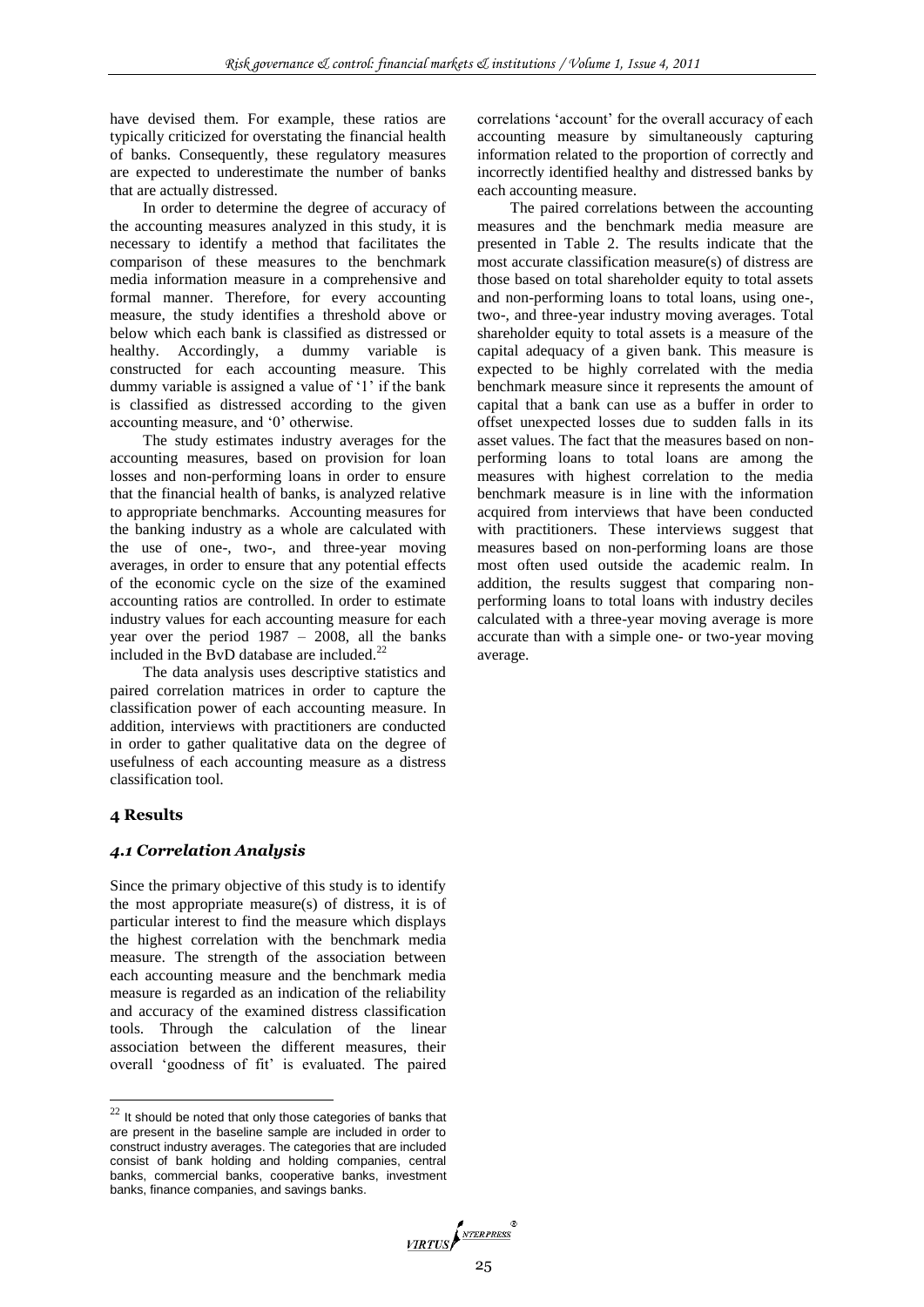have devised them. For example, these ratios are typically criticized for overstating the financial health of banks. Consequently, these regulatory measures are expected to underestimate the number of banks that are actually distressed.

In order to determine the degree of accuracy of the accounting measures analyzed in this study, it is necessary to identify a method that facilitates the comparison of these measures to the benchmark media information measure in a comprehensive and formal manner. Therefore, for every accounting measure, the study identifies a threshold above or below which each bank is classified as distressed or healthy. Accordingly, a dummy variable is constructed for each accounting measure. This dummy variable is assigned a value of '1' if the bank is classified as distressed according to the given accounting measure, and '0' otherwise.

The study estimates industry averages for the accounting measures, based on provision for loan losses and non-performing loans in order to ensure that the financial health of banks, is analyzed relative to appropriate benchmarks. Accounting measures for the banking industry as a whole are calculated with the use of one-, two-, and three-year moving averages, in order to ensure that any potential effects of the economic cycle on the size of the examined accounting ratios are controlled. In order to estimate industry values for each accounting measure for each year over the period 1987 – 2008, all the banks included in the BvD database are included.[22]

The data analysis uses descriptive statistics and paired correlation matrices in order to capture the classification power of each accounting measure. In addition, interviews with practitioners are conducted in order to gather qualitative data on the degree of usefulness of each accounting measure as a distress classification tool.

## 4 Results

### *4.1 Correlation Analysis*

Since the primary objective of this study is to identify the most appropriate measure(s) of distress, it is of particular interest to find the measure which displays the highest correlation with the benchmark media measure. The strength of the association between each accounting measure and the benchmark media measure is regarded as an indication of the reliability and accuracy of the examined distress classification tools. Through the calculation of the linear association between the different measures, their overall 'goodness of fit' is evaluated. The paired correlations 'account' for the overall accuracy of each accounting measure by simultaneously capturing information related to the proportion of correctly and incorrectly identified healthy and distressed banks by each accounting measure.

The paired correlations between the accounting measures and the benchmark media measure are presented in Table 2. The results indicate that the most accurate classification measure(s) of distress are those based on total shareholder equity to total assets and non-performing loans to total loans, using one-, two-, and three-year industry moving averages. Total shareholder equity to total assets is a measure of the capital adequacy of a given bank. This measure is expected to be highly correlated with the media benchmark measure since it represents the amount of capital that a bank can use as a buffer in order to offset unexpected losses due to sudden falls in its asset values. The fact that the measures based on non-performing loans to total loans are among the measures with highest correlation to the media benchmark measure is in line with the information acquired from interviews that have been conducted with practitioners. These interviews suggest that measures based on non-performing loans are those most often used outside the academic realm. In addition, the results suggest that comparing non-performing loans to total loans with industry deciles calculated with a three-year moving average is more accurate than with a simple one- or two-year moving average.

---

[22] It should be noted that only those categories of banks that are present in the baseline sample are included in order to construct industry averages. The categories that are included consist of bank holding and holding companies, central banks, commercial banks, cooperative banks, investment banks, finance companies, and savings banks.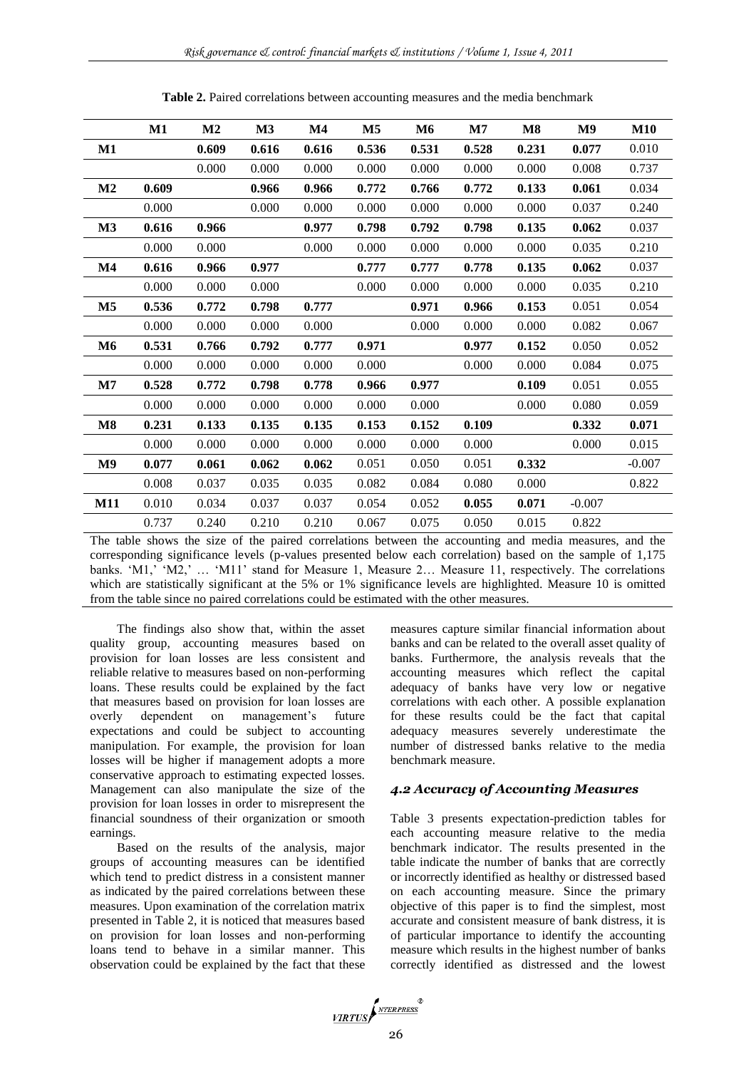**Table 2.** Paired correlations between accounting measures and the media benchmark

| | M1 | M2 | M3 | M4 | M5 | M6 | M7 | M8 | M9 | M10 |
|---|---|---|---|---|---|---|---|---|---|---|
| **M1** | | **0.609** | **0.616** | **0.616** | **0.536** | **0.531** | **0.528** | **0.231** | **0.077** | 0.010 |
| | | 0.000 | 0.000 | 0.000 | 0.000 | 0.000 | 0.000 | 0.000 | 0.008 | 0.737 |
| **M2** | **0.609** | | **0.966** | **0.966** | **0.772** | **0.766** | **0.772** | **0.133** | **0.061** | 0.034 |
| | 0.000 | | 0.000 | 0.000 | 0.000 | 0.000 | 0.000 | 0.000 | 0.037 | 0.240 |
| **M3** | **0.616** | **0.966** | | **0.977** | **0.798** | **0.792** | **0.798** | **0.135** | **0.062** | 0.037 |
| | 0.000 | 0.000 | | 0.000 | 0.000 | 0.000 | 0.000 | 0.000 | 0.035 | 0.210 |
| **M4** | **0.616** | **0.966** | **0.977** | | **0.777** | **0.777** | **0.778** | **0.135** | **0.062** | 0.037 |
| | 0.000 | 0.000 | 0.000 | | 0.000 | 0.000 | 0.000 | 0.000 | 0.035 | 0.210 |
| **M5** | **0.536** | **0.772** | **0.798** | **0.777** | | **0.971** | **0.966** | **0.153** | 0.051 | 0.054 |
| | 0.000 | 0.000 | 0.000 | 0.000 | | 0.000 | 0.000 | 0.000 | 0.082 | 0.067 |
| **M6** | **0.531** | **0.766** | **0.792** | **0.777** | **0.971** | | **0.977** | **0.152** | 0.050 | 0.052 |
| | 0.000 | 0.000 | 0.000 | 0.000 | 0.000 | | 0.000 | 0.000 | 0.084 | 0.075 |
| **M7** | **0.528** | **0.772** | **0.798** | **0.778** | **0.966** | **0.977** | | **0.109** | 0.051 | 0.055 |
| | 0.000 | 0.000 | 0.000 | 0.000 | 0.000 | 0.000 | | 0.000 | 0.080 | 0.059 |
| **M8** | **0.231** | **0.133** | **0.135** | **0.135** | **0.153** | **0.152** | **0.109** | | **0.332** | **0.071** |
| | 0.000 | 0.000 | 0.000 | 0.000 | 0.000 | 0.000 | 0.000 | | 0.000 | 0.015 |
| **M9** | **0.077** | **0.061** | **0.062** | **0.062** | 0.051 | 0.050 | 0.051 | **0.332** | | -0.007 |
| | 0.008 | 0.037 | 0.035 | 0.035 | 0.082 | 0.084 | 0.080 | 0.000 | | 0.822 |
| **M11** | 0.010 | 0.034 | 0.037 | 0.037 | 0.054 | 0.052 | **0.055** | **0.071** | -0.007 | |
| | 0.737 | 0.240 | 0.210 | 0.210 | 0.067 | 0.075 | 0.050 | 0.015 | 0.822 | |

The table shows the size of the paired correlations between the accounting and media measures, and the corresponding significance levels (p-values presented below each correlation) based on the sample of 1,175 banks. 'M1,' 'M2,' … 'M11' stand for Measure 1, Measure 2… Measure 11, respectively. The correlations which are statistically significant at the 5% or 1% significance levels are highlighted. Measure 10 is omitted from the table since no paired correlations could be estimated with the other measures.

The findings also show that, within the asset quality group, accounting measures based on provision for loan losses are less consistent and reliable relative to measures based on non-performing loans. These results could be explained by the fact that measures based on provision for loan losses are overly dependent on management's future expectations and could be subject to accounting manipulation. For example, the provision for loan losses will be higher if management adopts a more conservative approach to estimating expected losses. Management can also manipulate the size of the provision for loan losses in order to misrepresent the financial soundness of their organization or smooth earnings.

Based on the results of the analysis, major groups of accounting measures can be identified which tend to predict distress in a consistent manner as indicated by the paired correlations between these measures. Upon examination of the correlation matrix presented in Table 2, it is noticed that measures based on provision for loan losses and non-performing loans tend to behave in a similar manner. This observation could be explained by the fact that these measures capture similar financial information about banks and can be related to the overall asset quality of banks. Furthermore, the analysis reveals that the accounting measures which reflect the capital adequacy of banks have very low or negative correlations with each other. A possible explanation for these results could be the fact that capital adequacy measures severely underestimate the number of distressed banks relative to the media benchmark measure.

### *4.2 Accuracy of Accounting Measures*

Table 3 presents expectation-prediction tables for each accounting measure relative to the media benchmark indicator. The results presented in the table indicate the number of banks that are correctly or incorrectly identified as healthy or distressed based on each accounting measure. Since the primary objective of this paper is to find the simplest, most accurate and consistent measure of bank distress, it is of particular importance to identify the accounting measure which results in the highest number of banks correctly identified as distressed and the lowest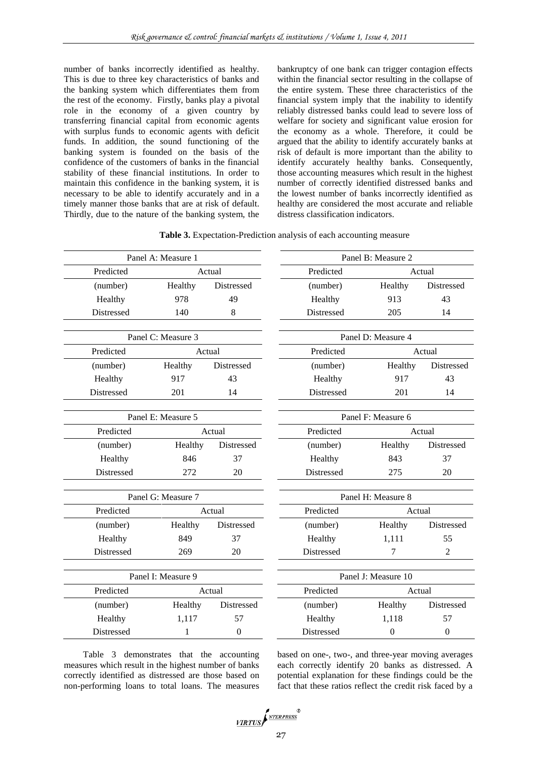number of banks incorrectly identified as healthy. This is due to three key characteristics of banks and the banking system which differentiates them from the rest of the economy. Firstly, banks play a pivotal role in the economy of a given country by transferring financial capital from economic agents with surplus funds to economic agents with deficit funds. In addition, the sound functioning of the banking system is founded on the basis of the confidence of the customers of banks in the financial stability of these financial institutions. In order to maintain this confidence in the banking system, it is necessary to be able to identify accurately and in a timely manner those banks that are at risk of default. Thirdly, due to the nature of the banking system, the bankruptcy of one bank can trigger contagion effects within the financial sector resulting in the collapse of the entire system. These three characteristics of the financial system imply that the inability to identify reliably distressed banks could lead to severe loss of welfare for society and significant value erosion for the economy as a whole. Therefore, it could be argued that the ability to identify accurately banks at risk of default is more important than the ability to identify accurately healthy banks. Consequently, those accounting measures which result in the highest number of correctly identified distressed banks and the lowest number of banks incorrectly identified as healthy are considered the most accurate and reliable distress classification indicators.

**Table 3.** Expectation-Prediction analysis of each accounting measure

| Panel A: Measure 1 | | |
|---|---|---|
| Predicted | Actual | |
| (number) | Healthy | Distressed |
| Healthy | 978 | 49 |
| Distressed | 140 | 8 |

| Panel B: Measure 2 | | |
|---|---|---|
| Predicted | Actual | |
| (number) | Healthy | Distressed |
| Healthy | 913 | 43 |
| Distressed | 205 | 14 |

| Panel C: Measure 3 | | |
|---|---|---|
| Predicted | Actual | |
| (number) | Healthy | Distressed |
| Healthy | 917 | 43 |
| Distressed | 201 | 14 |

| Panel D: Measure 4 | | |
|---|---|---|
| Predicted | Actual | |
| (number) | Healthy | Distressed |
| Healthy | 917 | 43 |
| Distressed | 201 | 14 |

| Panel E: Measure 5 | | |
|---|---|---|
| Predicted | Actual | |
| (number) | Healthy | Distressed |
| Healthy | 846 | 37 |
| Distressed | 272 | 20 |

| Panel F: Measure 6 | | |
|---|---|---|
| Predicted | Actual | |
| (number) | Healthy | Distressed |
| Healthy | 843 | 37 |
| Distressed | 275 | 20 |

| Panel G: Measure 7 | | |
|---|---|---|
| Predicted | Actual | |
| (number) | Healthy | Distressed |
| Healthy | 849 | 37 |
| Distressed | 269 | 20 |

| Panel H: Measure 8 | | |
|---|---|---|
| Predicted | Actual | |
| (number) | Healthy | Distressed |
| Healthy | 1,111 | 55 |
| Distressed | 7 | 2 |

| Panel I: Measure 9 | | |
|---|---|---|
| Predicted | Actual | |
| (number) | Healthy | Distressed |
| Healthy | 1,117 | 57 |
| Distressed | 1 | 0 |

| Panel J: Measure 10 | | |
|---|---|---|
| Predicted | Actual | |
| (number) | Healthy | Distressed |
| Healthy | 1,118 | 57 |
| Distressed | 0 | 0 |

Table 3 demonstrates that the accounting measures which result in the highest number of banks correctly identified as distressed are those based on non-performing loans to total loans. The measures based on one-, two-, and three-year moving averages each correctly identify 20 banks as distressed. A potential explanation for these findings could be the fact that these ratios reflect the credit risk faced by a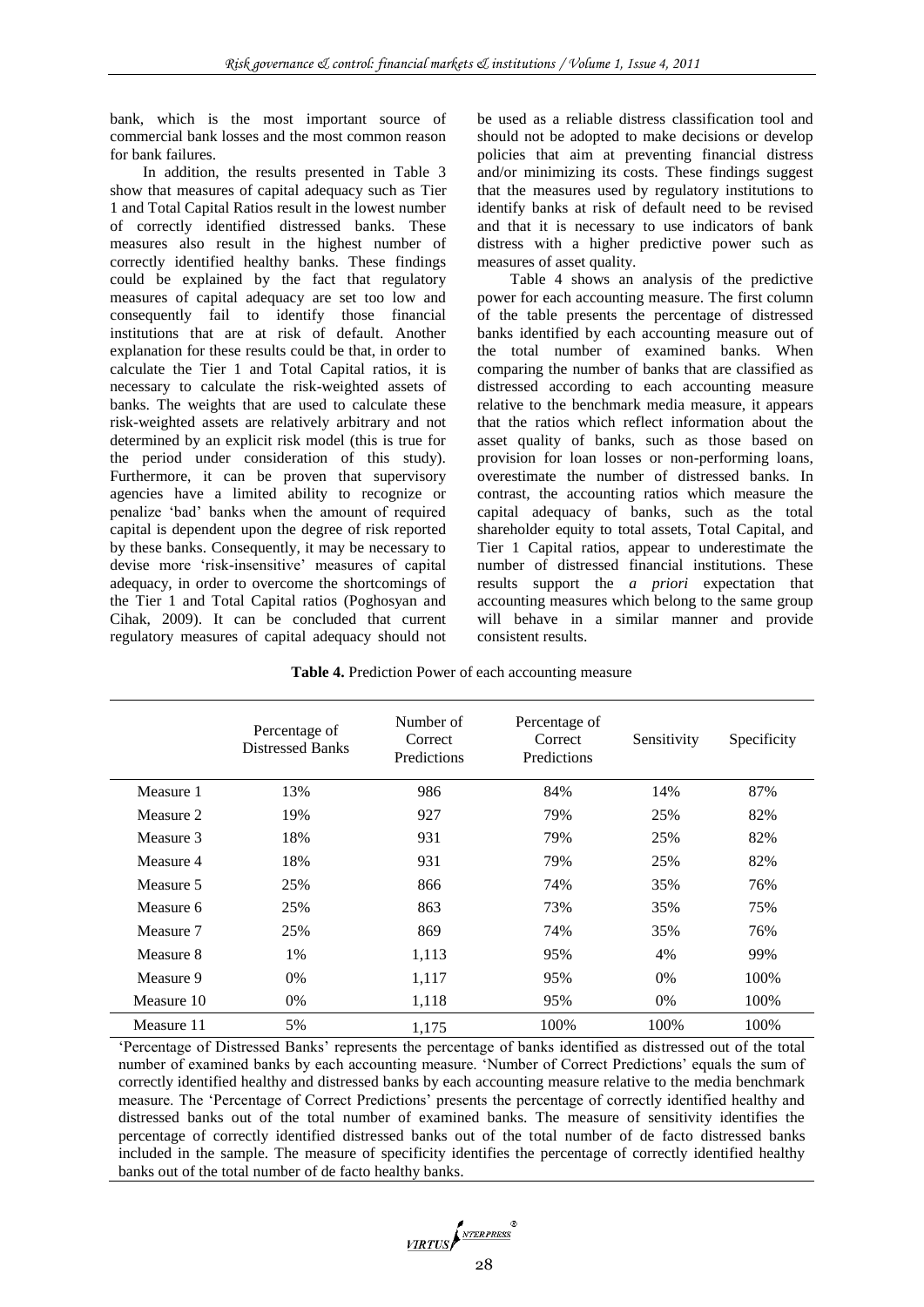bank, which is the most important source of commercial bank losses and the most common reason for bank failures.

In addition, the results presented in Table 3 show that measures of capital adequacy such as Tier 1 and Total Capital Ratios result in the lowest number of correctly identified distressed banks. These measures also result in the highest number of correctly identified healthy banks. These findings could be explained by the fact that regulatory measures of capital adequacy are set too low and consequently fail to identify those financial institutions that are at risk of default. Another explanation for these results could be that, in order to calculate the Tier 1 and Total Capital ratios, it is necessary to calculate the risk-weighted assets of banks. The weights that are used to calculate these risk-weighted assets are relatively arbitrary and not determined by an explicit risk model (this is true for the period under consideration of this study). Furthermore, it can be proven that supervisory agencies have a limited ability to recognize or penalize 'bad' banks when the amount of required capital is dependent upon the degree of risk reported by these banks. Consequently, it may be necessary to devise more 'risk-insensitive' measures of capital adequacy, in order to overcome the shortcomings of the Tier 1 and Total Capital ratios (Poghosyan and Cihak, 2009). It can be concluded that current regulatory measures of capital adequacy should not be used as a reliable distress classification tool and should not be adopted to make decisions or develop policies that aim at preventing financial distress and/or minimizing its costs. These findings suggest that the measures used by regulatory institutions to identify banks at risk of default need to be revised and that it is necessary to use indicators of bank distress with a higher predictive power such as measures of asset quality.

Table 4 shows an analysis of the predictive power for each accounting measure. The first column of the table presents the percentage of distressed banks identified by each accounting measure out of the total number of examined banks. When comparing the number of banks that are classified as distressed according to each accounting measure relative to the benchmark media measure, it appears that the ratios which reflect information about the asset quality of banks, such as those based on provision for loan losses or non-performing loans, overestimate the number of distressed banks. In contrast, the accounting ratios which measure the capital adequacy of banks, such as the total shareholder equity to total assets, Total Capital, and Tier 1 Capital ratios, appear to underestimate the number of distressed financial institutions. These results support the *a priori* expectation that accounting measures which belong to the same group will behave in a similar manner and provide consistent results.

**Table 4.** Prediction Power of each accounting measure

| | Percentage of Distressed Banks | Number of Correct Predictions | Percentage of Correct Predictions | Sensitivity | Specificity |
|---|---|---|---|---|---|
| Measure 1 | 13% | 986 | 84% | 14% | 87% |
| Measure 2 | 19% | 927 | 79% | 25% | 82% |
| Measure 3 | 18% | 931 | 79% | 25% | 82% |
| Measure 4 | 18% | 931 | 79% | 25% | 82% |
| Measure 5 | 25% | 866 | 74% | 35% | 76% |
| Measure 6 | 25% | 863 | 73% | 35% | 75% |
| Measure 7 | 25% | 869 | 74% | 35% | 76% |
| Measure 8 | 1% | 1,113 | 95% | 4% | 99% |
| Measure 9 | 0% | 1,117 | 95% | 0% | 100% |
| Measure 10 | 0% | 1,118 | 95% | 0% | 100% |
| Measure 11 | 5% | 1,175 | 100% | 100% | 100% |

'Percentage of Distressed Banks' represents the percentage of banks identified as distressed out of the total number of examined banks by each accounting measure. 'Number of Correct Predictions' equals the sum of correctly identified healthy and distressed banks by each accounting measure relative to the media benchmark measure. The 'Percentage of Correct Predictions' presents the percentage of correctly identified healthy and distressed banks out of the total number of examined banks. The measure of sensitivity identifies the percentage of correctly identified distressed banks out of the total number of de facto distressed banks included in the sample. The measure of specificity identifies the percentage of correctly identified healthy banks out of the total number of de facto healthy banks.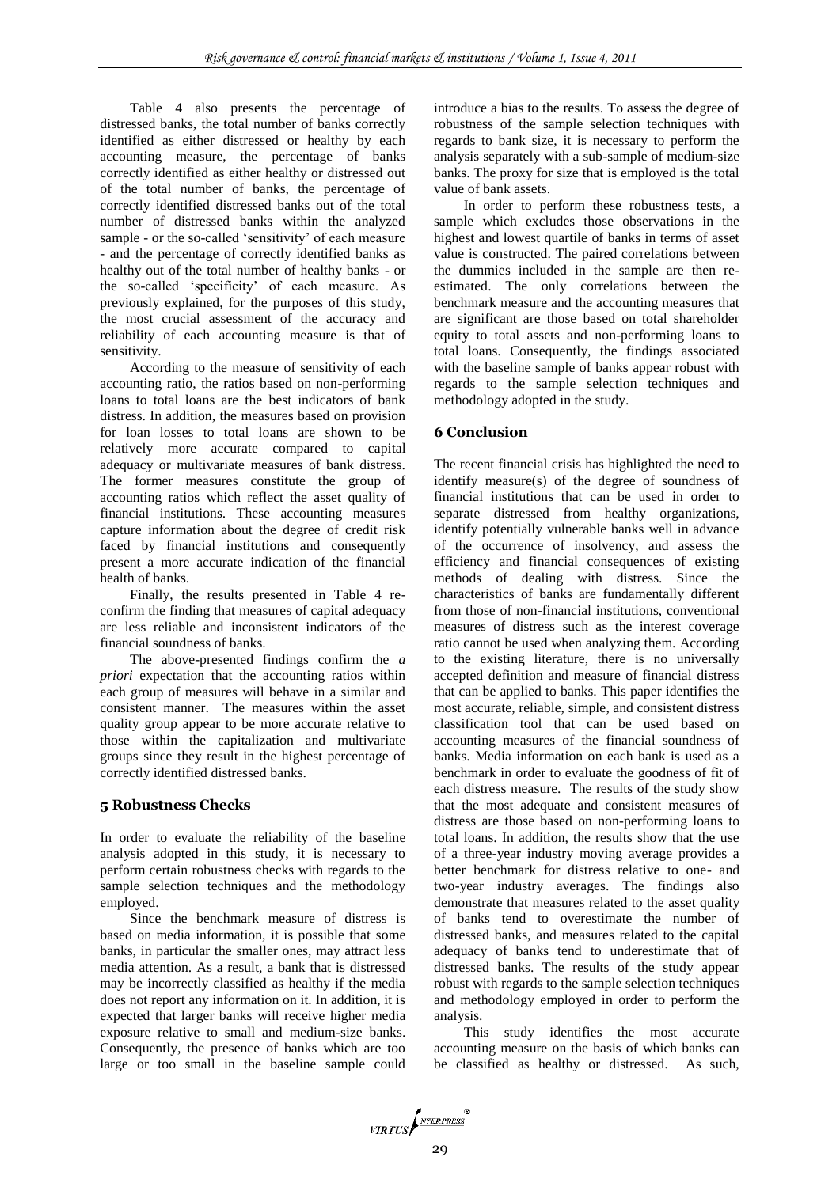Table 4 also presents the percentage of distressed banks, the total number of banks correctly identified as either distressed or healthy by each accounting measure, the percentage of banks correctly identified as either healthy or distressed out of the total number of banks, the percentage of correctly identified distressed banks out of the total number of distressed banks within the analyzed sample - or the so-called 'sensitivity' of each measure - and the percentage of correctly identified banks as healthy out of the total number of healthy banks - or the so-called 'specificity' of each measure. As previously explained, for the purposes of this study, the most crucial assessment of the accuracy and reliability of each accounting measure is that of sensitivity.

According to the measure of sensitivity of each accounting ratio, the ratios based on non-performing loans to total loans are the best indicators of bank distress. In addition, the measures based on provision for loan losses to total loans are shown to be relatively more accurate compared to capital adequacy or multivariate measures of bank distress. The former measures constitute the group of accounting ratios which reflect the asset quality of financial institutions. These accounting measures capture information about the degree of credit risk faced by financial institutions and consequently present a more accurate indication of the financial health of banks.

Finally, the results presented in Table 4 re-confirm the finding that measures of capital adequacy are less reliable and inconsistent indicators of the financial soundness of banks.

The above-presented findings confirm the *a priori* expectation that the accounting ratios within each group of measures will behave in a similar and consistent manner. The measures within the asset quality group appear to be more accurate relative to those within the capitalization and multivariate groups since they result in the highest percentage of correctly identified distressed banks.

## 5 Robustness Checks

In order to evaluate the reliability of the baseline analysis adopted in this study, it is necessary to perform certain robustness checks with regards to the sample selection techniques and the methodology employed.

Since the benchmark measure of distress is based on media information, it is possible that some banks, in particular the smaller ones, may attract less media attention. As a result, a bank that is distressed may be incorrectly classified as healthy if the media does not report any information on it. In addition, it is expected that larger banks will receive higher media exposure relative to small and medium-size banks. Consequently, the presence of banks which are too large or too small in the baseline sample could introduce a bias to the results. To assess the degree of robustness of the sample selection techniques with regards to bank size, it is necessary to perform the analysis separately with a sub-sample of medium-size banks. The proxy for size that is employed is the total value of bank assets.

In order to perform these robustness tests, a sample which excludes those observations in the highest and lowest quartile of banks in terms of asset value is constructed. The paired correlations between the dummies included in the sample are then re-estimated. The only correlations between the benchmark measure and the accounting measures that are significant are those based on total shareholder equity to total assets and non-performing loans to total loans. Consequently, the findings associated with the baseline sample of banks appear robust with regards to the sample selection techniques and methodology adopted in the study.

## 6 Conclusion

The recent financial crisis has highlighted the need to identify measure(s) of the degree of soundness of financial institutions that can be used in order to separate distressed from healthy organizations, identify potentially vulnerable banks well in advance of the occurrence of insolvency, and assess the efficiency and financial consequences of existing methods of dealing with distress. Since the characteristics of banks are fundamentally different from those of non-financial institutions, conventional measures of distress such as the interest coverage ratio cannot be used when analyzing them. According to the existing literature, there is no universally accepted definition and measure of financial distress that can be applied to banks. This paper identifies the most accurate, reliable, simple, and consistent distress classification tool that can be used based on accounting measures of the financial soundness of banks. Media information on each bank is used as a benchmark in order to evaluate the goodness of fit of each distress measure. The results of the study show that the most adequate and consistent measures of distress are those based on non-performing loans to total loans. In addition, the results show that the use of a three-year industry moving average provides a better benchmark for distress relative to one- and two-year industry averages. The findings also demonstrate that measures related to the asset quality of banks tend to overestimate the number of distressed banks, and measures related to the capital adequacy of banks tend to underestimate that of distressed banks. The results of the study appear robust with regards to the sample selection techniques and methodology employed in order to perform the analysis.

This study identifies the most accurate accounting measure on the basis of which banks can be classified as healthy or distressed. As such,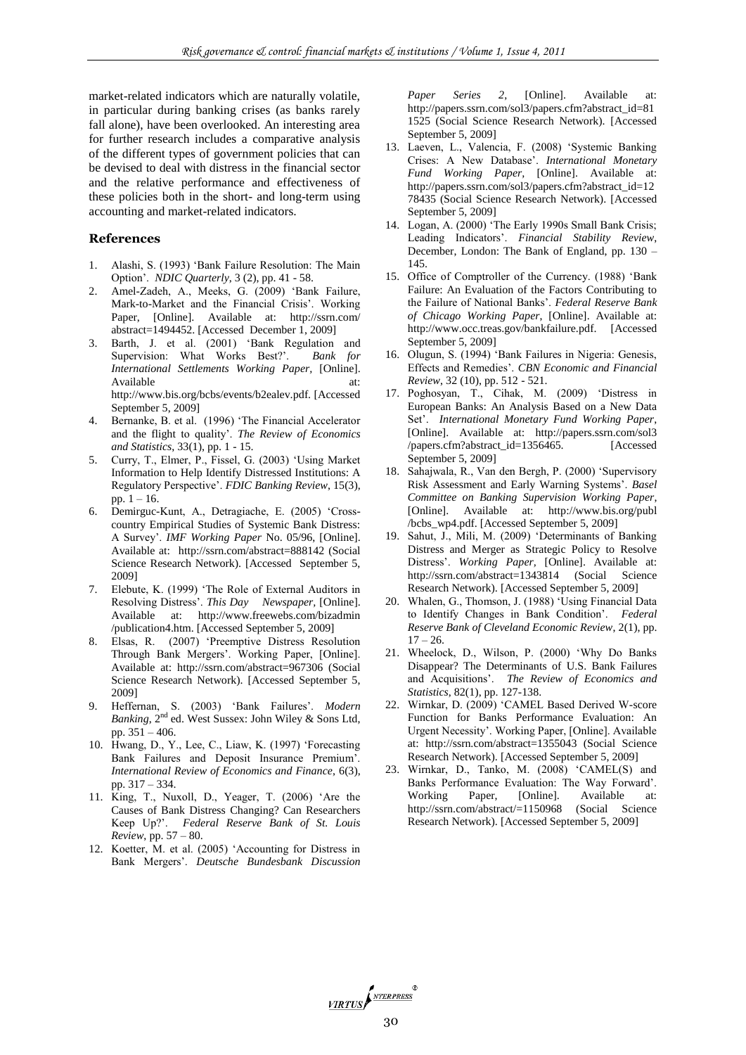market-related indicators which are naturally volatile, in particular during banking crises (as banks rarely fall alone), have been overlooked. An interesting area for further research includes a comparative analysis of the different types of government policies that can be devised to deal with distress in the financial sector and the relative performance and effectiveness of these policies both in the short- and long-term using accounting and market-related indicators.

## References

1. Alashi, S. (1993) 'Bank Failure Resolution: The Main Option'. *NDIC Quarterly*, 3 (2), pp. 41 - 58.
2. Amel-Zadeh, A., Meeks, G. (2009) 'Bank Failure, Mark-to-Market and the Financial Crisis'. Working Paper, [Online]. Available at: http://ssrn.com/abstract=1494452. [Accessed December 1, 2009]
3. Barth, J. et al. (2001) 'Bank Regulation and Supervision: What Works Best?'. *Bank for International Settlements Working Paper*, [Online]. Available at: http://www.bis.org/bcbs/events/b2ealev.pdf. [Accessed September 5, 2009]
4. Bernanke, B. et al. (1996) 'The Financial Accelerator and the flight to quality'. *The Review of Economics and Statistics*, 33(1), pp. 1 - 15.
5. Curry, T., Elmer, P., Fissel, G. (2003) 'Using Market Information to Help Identify Distressed Institutions: A Regulatory Perspective'. *FDIC Banking Review*, 15(3), pp. 1 – 16.
6. Demirguc-Kunt, A., Detragiache, E. (2005) 'Cross-country Empirical Studies of Systemic Bank Distress: A Survey'. *IMF Working Paper* No. 05/96, [Online]. Available at: http://ssrn.com/abstract=888142 (Social Science Research Network). [Accessed September 5, 2009]
7. Elebute, K. (1999) 'The Role of External Auditors in Resolving Distress'. *This Day Newspaper*, [Online]. Available at: http://www.freewebs.com/bizadmin/publication4.htm. [Accessed September 5, 2009]
8. Elsas, R. (2007) 'Preemptive Distress Resolution Through Bank Mergers'. Working Paper, [Online]. Available at: http://ssrn.com/abstract=967306 (Social Science Research Network). [Accessed September 5, 2009]
9. Heffernan, S. (2003) 'Bank Failures'. *Modern Banking*, 2nd ed. West Sussex: John Wiley & Sons Ltd, pp. 351 – 406.
10. Hwang, D., Y., Lee, C., Liaw, K. (1997) 'Forecasting Bank Failures and Deposit Insurance Premium'. *International Review of Economics and Finance*, 6(3), pp. 317 – 334.
11. King, T., Nuxoll, D., Yeager, T. (2006) 'Are the Causes of Bank Distress Changing? Can Researchers Keep Up?'. *Federal Reserve Bank of St. Louis Review*, pp. 57 – 80.
12. Koetter, M. et al. (2005) 'Accounting for Distress in Bank Mergers'. *Deutsche Bundesbank Discussion Paper Series 2*, [Online]. Available at: http://papers.ssrn.com/sol3/papers.cfm?abstract_id=811525 (Social Science Research Network). [Accessed September 5, 2009]
13. Laeven, L., Valencia, F. (2008) 'Systemic Banking Crises: A New Database'. *International Monetary Fund Working Paper*, [Online]. Available at: http://papers.ssrn.com/sol3/papers.cfm?abstract_id=1278435 (Social Science Research Network). [Accessed September 5, 2009]
14. Logan, A. (2000) 'The Early 1990s Small Bank Crisis; Leading Indicators'. *Financial Stability Review*, December, London: The Bank of England, pp. 130 – 145.
15. Office of Comptroller of the Currency. (1988) 'Bank Failure: An Evaluation of the Factors Contributing to the Failure of National Banks'. *Federal Reserve Bank of Chicago Working Paper*, [Online]. Available at: http://www.occ.treas.gov/bankfailure.pdf. [Accessed September 5, 2009]
16. Olugun, S. (1994) 'Bank Failures in Nigeria: Genesis, Effects and Remedies'. *CBN Economic and Financial Review*, 32 (10), pp. 512 - 521.
17. Poghosyan, T., Cihak, M. (2009) 'Distress in European Banks: An Analysis Based on a New Data Set'. *International Monetary Fund Working Paper*, [Online]. Available at: http://papers.ssrn.com/sol3/papers.cfm?abstract_id=1356465. [Accessed September 5, 2009]
18. Sahajwala, R., Van den Bergh, P. (2000) 'Supervisory Risk Assessment and Early Warning Systems'. *Basel Committee on Banking Supervision Working Paper*, [Online]. Available at: http://www.bis.org/publ/bcbs_wp4.pdf. [Accessed September 5, 2009]
19. Sahut, J., Mili, M. (2009) 'Determinants of Banking Distress and Merger as Strategic Policy to Resolve Distress'. *Working Paper*, [Online]. Available at: http://ssrn.com/abstract=1343814 (Social Science Research Network). [Accessed September 5, 2009]
20. Whalen, G., Thomson, J. (1988) 'Using Financial Data to Identify Changes in Bank Condition'. *Federal Reserve Bank of Cleveland Economic Review*, 2(1), pp. 17 – 26.
21. Wheelock, D., Wilson, P. (2000) 'Why Do Banks Disappear? The Determinants of U.S. Bank Failures and Acquisitions'. *The Review of Economics and Statistics*, 82(1), pp. 127-138.
22. Wirnkar, D. (2009) 'CAMEL Based Derived W-score Function for Banks Performance Evaluation: An Urgent Necessity'. Working Paper, [Online]. Available at: http://ssrn.com/abstract=1355043 (Social Science Research Network). [Accessed September 5, 2009]
23. Wirnkar, D., Tanko, M. (2008) 'CAMEL(S) and Banks Performance Evaluation: The Way Forward'. Working Paper, [Online]. Available at: http://ssrn.com/abstract/=1150968 (Social Science Research Network). [Accessed September 5, 2009]